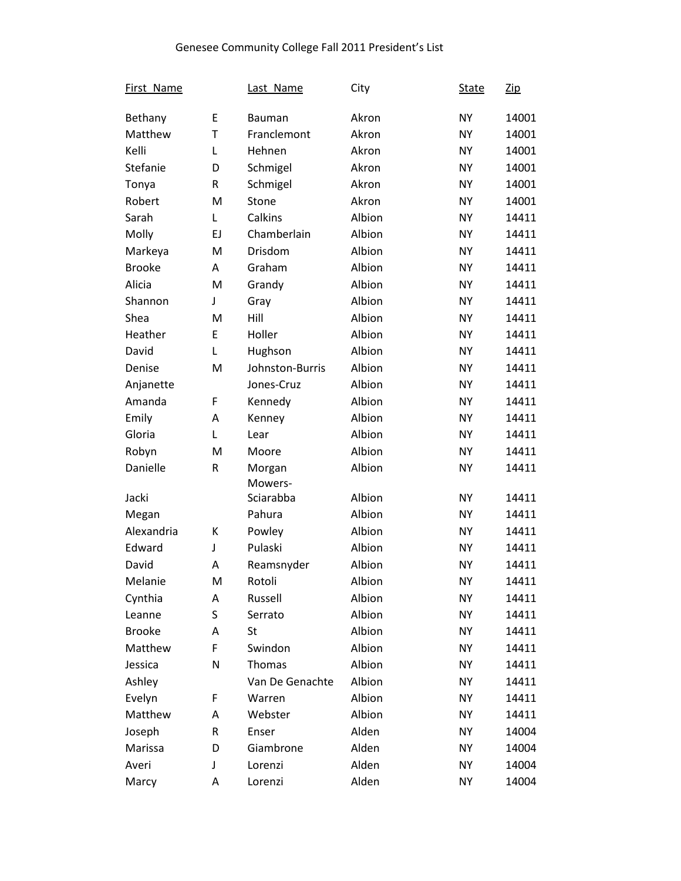Genesee Community College Fall 2011 President's List

| First_Name | | Last_Name | City | State | Zip |
|---|---|---|---|---|---|
| Bethany | E | Bauman | Akron | NY | 14001 |
| Matthew | T | Franclemont | Akron | NY | 14001 |
| Kelli | L | Hehnen | Akron | NY | 14001 |
| Stefanie | D | Schmigel | Akron | NY | 14001 |
| Tonya | R | Schmigel | Akron | NY | 14001 |
| Robert | M | Stone | Akron | NY | 14001 |
| Sarah | L | Calkins | Albion | NY | 14411 |
| Molly | EJ | Chamberlain | Albion | NY | 14411 |
| Markeya | M | Drisdom | Albion | NY | 14411 |
| Brooke | A | Graham | Albion | NY | 14411 |
| Alicia | M | Grandy | Albion | NY | 14411 |
| Shannon | J | Gray | Albion | NY | 14411 |
| Shea | M | Hill | Albion | NY | 14411 |
| Heather | E | Holler | Albion | NY | 14411 |
| David | L | Hughson | Albion | NY | 14411 |
| Denise | M | Johnston-Burris | Albion | NY | 14411 |
| Anjanette | | Jones-Cruz | Albion | NY | 14411 |
| Amanda | F | Kennedy | Albion | NY | 14411 |
| Emily | A | Kenney | Albion | NY | 14411 |
| Gloria | L | Lear | Albion | NY | 14411 |
| Robyn | M | Moore | Albion | NY | 14411 |
| Danielle | R | Morgan | Albion | NY | 14411 |
| Jacki | | Mowers-Sciarabba | Albion | NY | 14411 |
| Megan | | Pahura | Albion | NY | 14411 |
| Alexandria | K | Powley | Albion | NY | 14411 |
| Edward | J | Pulaski | Albion | NY | 14411 |
| David | A | Reamsnyder | Albion | NY | 14411 |
| Melanie | M | Rotoli | Albion | NY | 14411 |
| Cynthia | A | Russell | Albion | NY | 14411 |
| Leanne | S | Serrato | Albion | NY | 14411 |
| Brooke | A | St | Albion | NY | 14411 |
| Matthew | F | Swindon | Albion | NY | 14411 |
| Jessica | N | Thomas | Albion | NY | 14411 |
| Ashley | | Van De Genachte | Albion | NY | 14411 |
| Evelyn | F | Warren | Albion | NY | 14411 |
| Matthew | A | Webster | Albion | NY | 14411 |
| Joseph | R | Enser | Alden | NY | 14004 |
| Marissa | D | Giambrone | Alden | NY | 14004 |
| Averi | J | Lorenzi | Alden | NY | 14004 |
| Marcy | A | Lorenzi | Alden | NY | 14004 |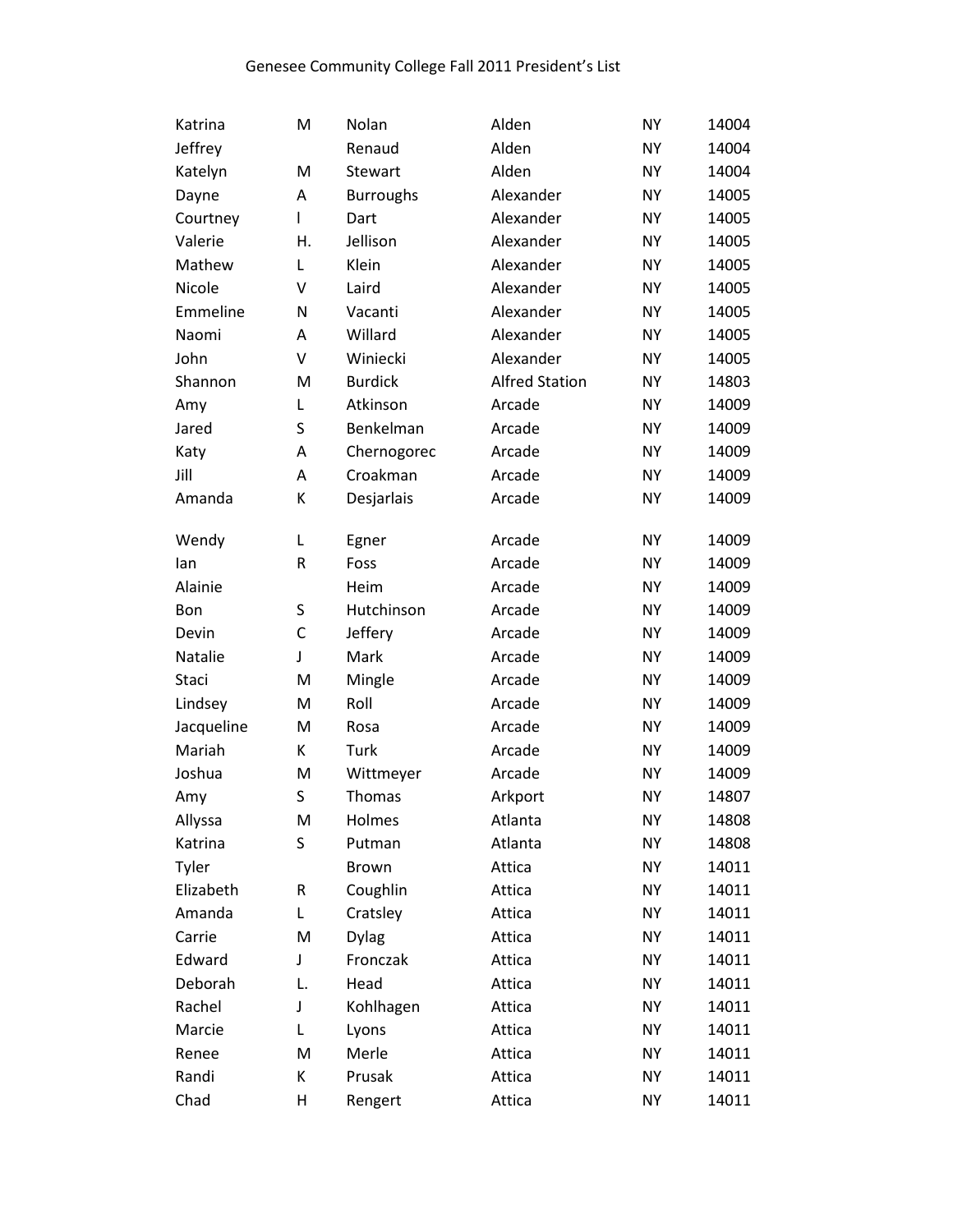Genesee Community College Fall 2011 President's List

| | | | | | |
|---|---|---|---|---|---|
| Katrina | M | Nolan | Alden | NY | 14004 |
| Jeffrey | | Renaud | Alden | NY | 14004 |
| Katelyn | M | Stewart | Alden | NY | 14004 |
| Dayne | A | Burroughs | Alexander | NY | 14005 |
| Courtney | l | Dart | Alexander | NY | 14005 |
| Valerie | H. | Jellison | Alexander | NY | 14005 |
| Mathew | L | Klein | Alexander | NY | 14005 |
| Nicole | V | Laird | Alexander | NY | 14005 |
| Emmeline | N | Vacanti | Alexander | NY | 14005 |
| Naomi | A | Willard | Alexander | NY | 14005 |
| John | V | Winiecki | Alexander | NY | 14005 |
| Shannon | M | Burdick | Alfred Station | NY | 14803 |
| Amy | L | Atkinson | Arcade | NY | 14009 |
| Jared | S | Benkelman | Arcade | NY | 14009 |
| Katy | A | Chernogorec | Arcade | NY | 14009 |
| Jill | A | Croakman | Arcade | NY | 14009 |
| Amanda | K | Desjarlais | Arcade | NY | 14009 |
| Wendy | L | Egner | Arcade | NY | 14009 |
| Ian | R | Foss | Arcade | NY | 14009 |
| Alainie | | Heim | Arcade | NY | 14009 |
| Bon | S | Hutchinson | Arcade | NY | 14009 |
| Devin | C | Jeffery | Arcade | NY | 14009 |
| Natalie | J | Mark | Arcade | NY | 14009 |
| Staci | M | Mingle | Arcade | NY | 14009 |
| Lindsey | M | Roll | Arcade | NY | 14009 |
| Jacqueline | M | Rosa | Arcade | NY | 14009 |
| Mariah | K | Turk | Arcade | NY | 14009 |
| Joshua | M | Wittmeyer | Arcade | NY | 14009 |
| Amy | S | Thomas | Arkport | NY | 14807 |
| Allyssa | M | Holmes | Atlanta | NY | 14808 |
| Katrina | S | Putman | Atlanta | NY | 14808 |
| Tyler | | Brown | Attica | NY | 14011 |
| Elizabeth | R | Coughlin | Attica | NY | 14011 |
| Amanda | L | Cratsley | Attica | NY | 14011 |
| Carrie | M | Dylag | Attica | NY | 14011 |
| Edward | J | Fronczak | Attica | NY | 14011 |
| Deborah | L. | Head | Attica | NY | 14011 |
| Rachel | J | Kohlhagen | Attica | NY | 14011 |
| Marcie | L | Lyons | Attica | NY | 14011 |
| Renee | M | Merle | Attica | NY | 14011 |
| Randi | K | Prusak | Attica | NY | 14011 |
| Chad | H | Rengert | Attica | NY | 14011 |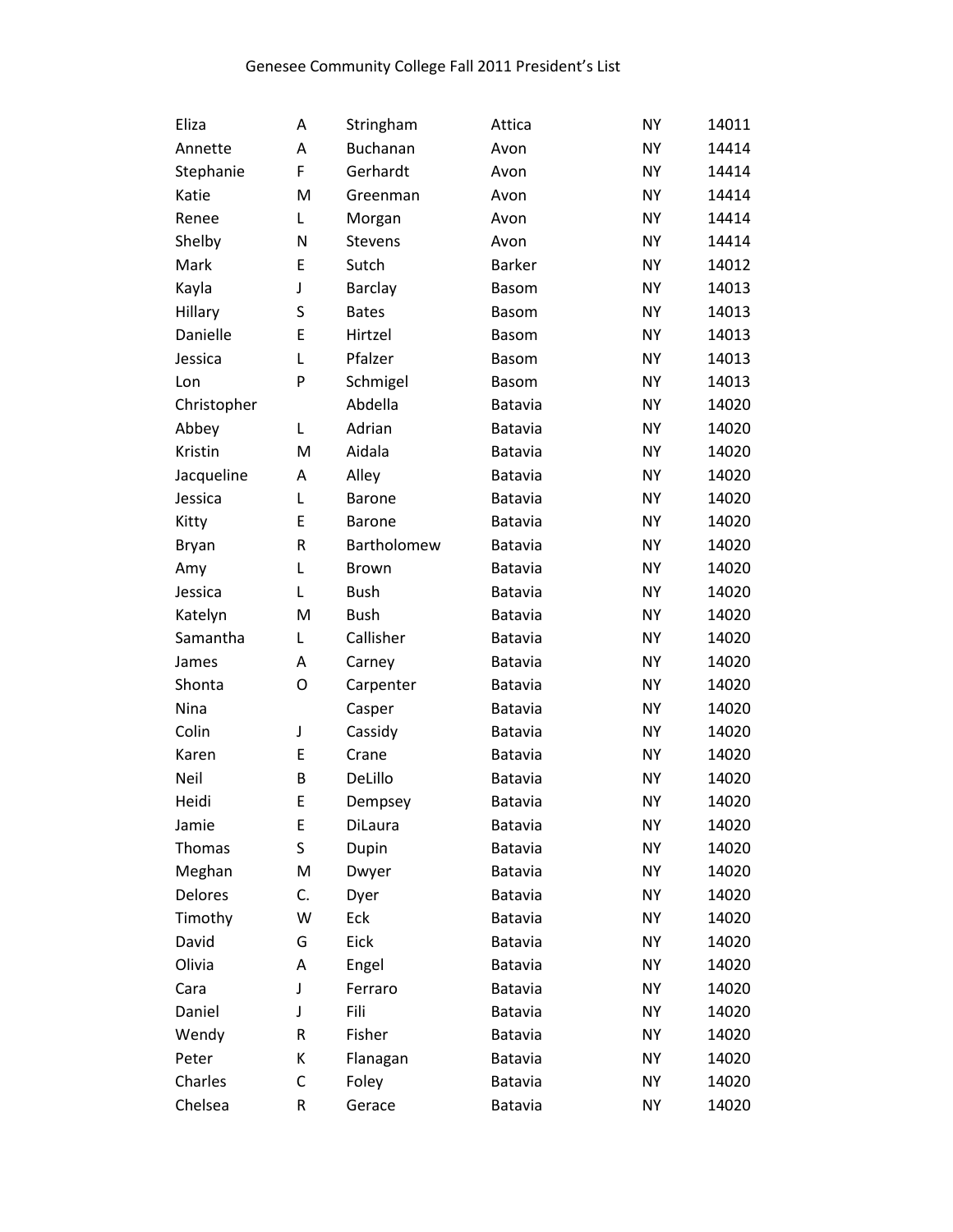# Genesee Community College Fall 2011 President's List

| | | | | | |
|---|---|---|---|---|---|
| Eliza | A | Stringham | Attica | NY | 14011 |
| Annette | A | Buchanan | Avon | NY | 14414 |
| Stephanie | F | Gerhardt | Avon | NY | 14414 |
| Katie | M | Greenman | Avon | NY | 14414 |
| Renee | L | Morgan | Avon | NY | 14414 |
| Shelby | N | Stevens | Avon | NY | 14414 |
| Mark | E | Sutch | Barker | NY | 14012 |
| Kayla | J | Barclay | Basom | NY | 14013 |
| Hillary | S | Bates | Basom | NY | 14013 |
| Danielle | E | Hirtzel | Basom | NY | 14013 |
| Jessica | L | Pfalzer | Basom | NY | 14013 |
| Lon | P | Schmigel | Basom | NY | 14013 |
| Christopher | | Abdella | Batavia | NY | 14020 |
| Abbey | L | Adrian | Batavia | NY | 14020 |
| Kristin | M | Aidala | Batavia | NY | 14020 |
| Jacqueline | A | Alley | Batavia | NY | 14020 |
| Jessica | L | Barone | Batavia | NY | 14020 |
| Kitty | E | Barone | Batavia | NY | 14020 |
| Bryan | R | Bartholomew | Batavia | NY | 14020 |
| Amy | L | Brown | Batavia | NY | 14020 |
| Jessica | L | Bush | Batavia | NY | 14020 |
| Katelyn | M | Bush | Batavia | NY | 14020 |
| Samantha | L | Callisher | Batavia | NY | 14020 |
| James | A | Carney | Batavia | NY | 14020 |
| Shonta | O | Carpenter | Batavia | NY | 14020 |
| Nina | | Casper | Batavia | NY | 14020 |
| Colin | J | Cassidy | Batavia | NY | 14020 |
| Karen | E | Crane | Batavia | NY | 14020 |
| Neil | B | DeLillo | Batavia | NY | 14020 |
| Heidi | E | Dempsey | Batavia | NY | 14020 |
| Jamie | E | DiLaura | Batavia | NY | 14020 |
| Thomas | S | Dupin | Batavia | NY | 14020 |
| Meghan | M | Dwyer | Batavia | NY | 14020 |
| Delores | C. | Dyer | Batavia | NY | 14020 |
| Timothy | W | Eck | Batavia | NY | 14020 |
| David | G | Eick | Batavia | NY | 14020 |
| Olivia | A | Engel | Batavia | NY | 14020 |
| Cara | J | Ferraro | Batavia | NY | 14020 |
| Daniel | J | Fili | Batavia | NY | 14020 |
| Wendy | R | Fisher | Batavia | NY | 14020 |
| Peter | K | Flanagan | Batavia | NY | 14020 |
| Charles | C | Foley | Batavia | NY | 14020 |
| Chelsea | R | Gerace | Batavia | NY | 14020 |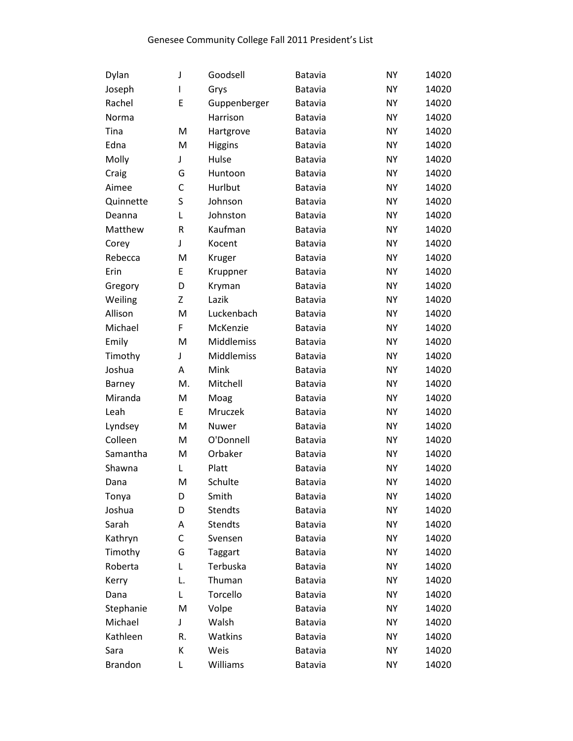Genesee Community College Fall 2011 President's List

| | | | | | |
|---|---|---|---|---|---|
| Dylan | J | Goodsell | Batavia | NY | 14020 |
| Joseph | I | Grys | Batavia | NY | 14020 |
| Rachel | E | Guppenberger | Batavia | NY | 14020 |
| Norma | | Harrison | Batavia | NY | 14020 |
| Tina | M | Hartgrove | Batavia | NY | 14020 |
| Edna | M | Higgins | Batavia | NY | 14020 |
| Molly | J | Hulse | Batavia | NY | 14020 |
| Craig | G | Huntoon | Batavia | NY | 14020 |
| Aimee | C | Hurlbut | Batavia | NY | 14020 |
| Quinnette | S | Johnson | Batavia | NY | 14020 |
| Deanna | L | Johnston | Batavia | NY | 14020 |
| Matthew | R | Kaufman | Batavia | NY | 14020 |
| Corey | J | Kocent | Batavia | NY | 14020 |
| Rebecca | M | Kruger | Batavia | NY | 14020 |
| Erin | E | Kruppner | Batavia | NY | 14020 |
| Gregory | D | Kryman | Batavia | NY | 14020 |
| Weiling | Z | Lazik | Batavia | NY | 14020 |
| Allison | M | Luckenbach | Batavia | NY | 14020 |
| Michael | F | McKenzie | Batavia | NY | 14020 |
| Emily | M | Middlemiss | Batavia | NY | 14020 |
| Timothy | J | Middlemiss | Batavia | NY | 14020 |
| Joshua | A | Mink | Batavia | NY | 14020 |
| Barney | M. | Mitchell | Batavia | NY | 14020 |
| Miranda | M | Moag | Batavia | NY | 14020 |
| Leah | E | Mruczek | Batavia | NY | 14020 |
| Lyndsey | M | Nuwer | Batavia | NY | 14020 |
| Colleen | M | O'Donnell | Batavia | NY | 14020 |
| Samantha | M | Orbaker | Batavia | NY | 14020 |
| Shawna | L | Platt | Batavia | NY | 14020 |
| Dana | M | Schulte | Batavia | NY | 14020 |
| Tonya | D | Smith | Batavia | NY | 14020 |
| Joshua | D | Stendts | Batavia | NY | 14020 |
| Sarah | A | Stendts | Batavia | NY | 14020 |
| Kathryn | C | Svensen | Batavia | NY | 14020 |
| Timothy | G | Taggart | Batavia | NY | 14020 |
| Roberta | L | Terbuska | Batavia | NY | 14020 |
| Kerry | L. | Thuman | Batavia | NY | 14020 |
| Dana | L | Torcello | Batavia | NY | 14020 |
| Stephanie | M | Volpe | Batavia | NY | 14020 |
| Michael | J | Walsh | Batavia | NY | 14020 |
| Kathleen | R. | Watkins | Batavia | NY | 14020 |
| Sara | K | Weis | Batavia | NY | 14020 |
| Brandon | L | Williams | Batavia | NY | 14020 |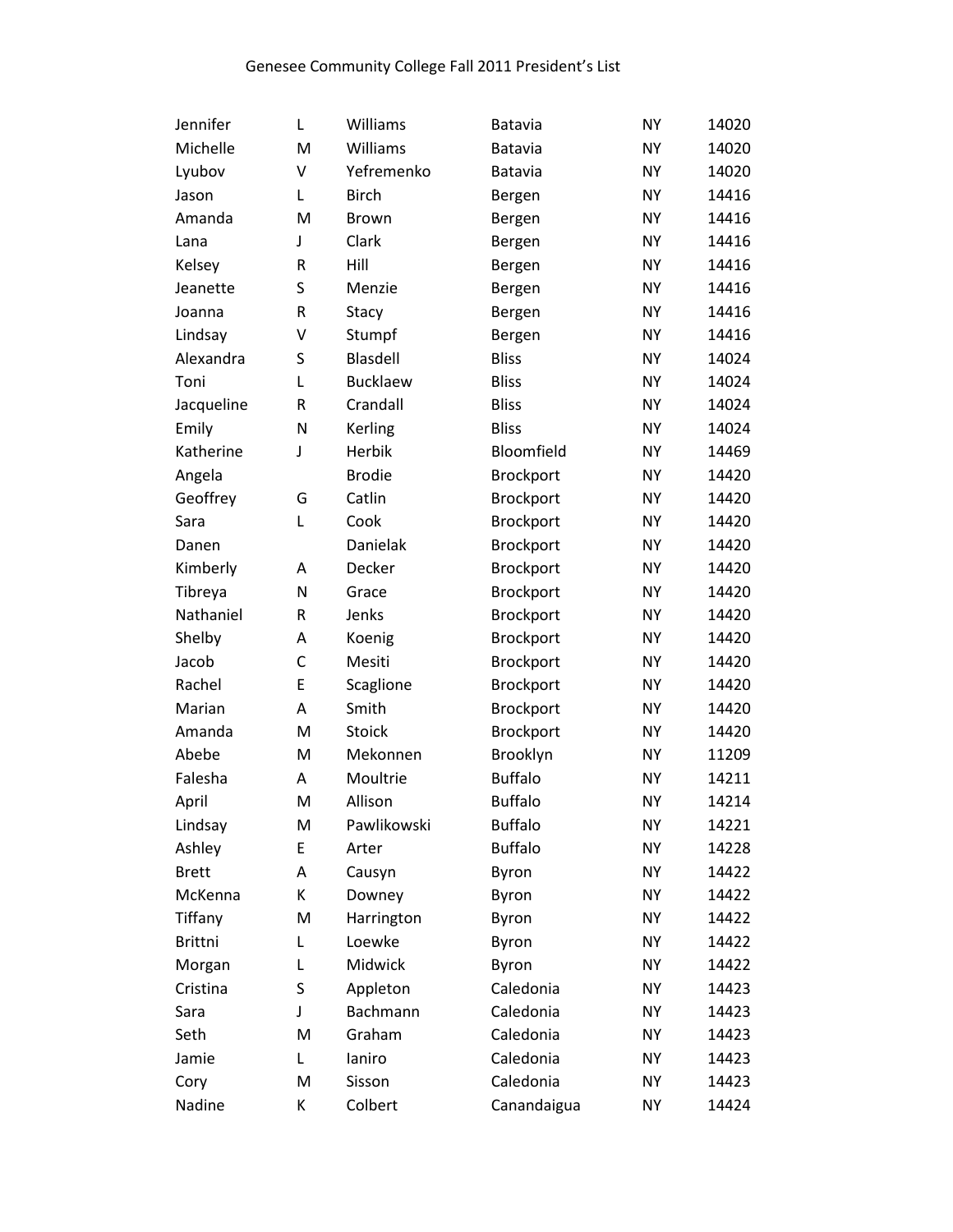Genesee Community College Fall 2011 President's List

| | | | | | |
|---|---|---|---|---|---|
| Jennifer | L | Williams | Batavia | NY | 14020 |
| Michelle | M | Williams | Batavia | NY | 14020 |
| Lyubov | V | Yefremenko | Batavia | NY | 14020 |
| Jason | L | Birch | Bergen | NY | 14416 |
| Amanda | M | Brown | Bergen | NY | 14416 |
| Lana | J | Clark | Bergen | NY | 14416 |
| Kelsey | R | Hill | Bergen | NY | 14416 |
| Jeanette | S | Menzie | Bergen | NY | 14416 |
| Joanna | R | Stacy | Bergen | NY | 14416 |
| Lindsay | V | Stumpf | Bergen | NY | 14416 |
| Alexandra | S | Blasdell | Bliss | NY | 14024 |
| Toni | L | Bucklaew | Bliss | NY | 14024 |
| Jacqueline | R | Crandall | Bliss | NY | 14024 |
| Emily | N | Kerling | Bliss | NY | 14024 |
| Katherine | J | Herbik | Bloomfield | NY | 14469 |
| Angela | | Brodie | Brockport | NY | 14420 |
| Geoffrey | G | Catlin | Brockport | NY | 14420 |
| Sara | L | Cook | Brockport | NY | 14420 |
| Danen | | Danielak | Brockport | NY | 14420 |
| Kimberly | A | Decker | Brockport | NY | 14420 |
| Tibreya | N | Grace | Brockport | NY | 14420 |
| Nathaniel | R | Jenks | Brockport | NY | 14420 |
| Shelby | A | Koenig | Brockport | NY | 14420 |
| Jacob | C | Mesiti | Brockport | NY | 14420 |
| Rachel | E | Scaglione | Brockport | NY | 14420 |
| Marian | A | Smith | Brockport | NY | 14420 |
| Amanda | M | Stoick | Brockport | NY | 14420 |
| Abebe | M | Mekonnen | Brooklyn | NY | 11209 |
| Falesha | A | Moultrie | Buffalo | NY | 14211 |
| April | M | Allison | Buffalo | NY | 14214 |
| Lindsay | M | Pawlikowski | Buffalo | NY | 14221 |
| Ashley | E | Arter | Buffalo | NY | 14228 |
| Brett | A | Causyn | Byron | NY | 14422 |
| McKenna | K | Downey | Byron | NY | 14422 |
| Tiffany | M | Harrington | Byron | NY | 14422 |
| Brittni | L | Loewke | Byron | NY | 14422 |
| Morgan | L | Midwick | Byron | NY | 14422 |
| Cristina | S | Appleton | Caledonia | NY | 14423 |
| Sara | J | Bachmann | Caledonia | NY | 14423 |
| Seth | M | Graham | Caledonia | NY | 14423 |
| Jamie | L | Ianiro | Caledonia | NY | 14423 |
| Cory | M | Sisson | Caledonia | NY | 14423 |
| Nadine | K | Colbert | Canandaigua | NY | 14424 |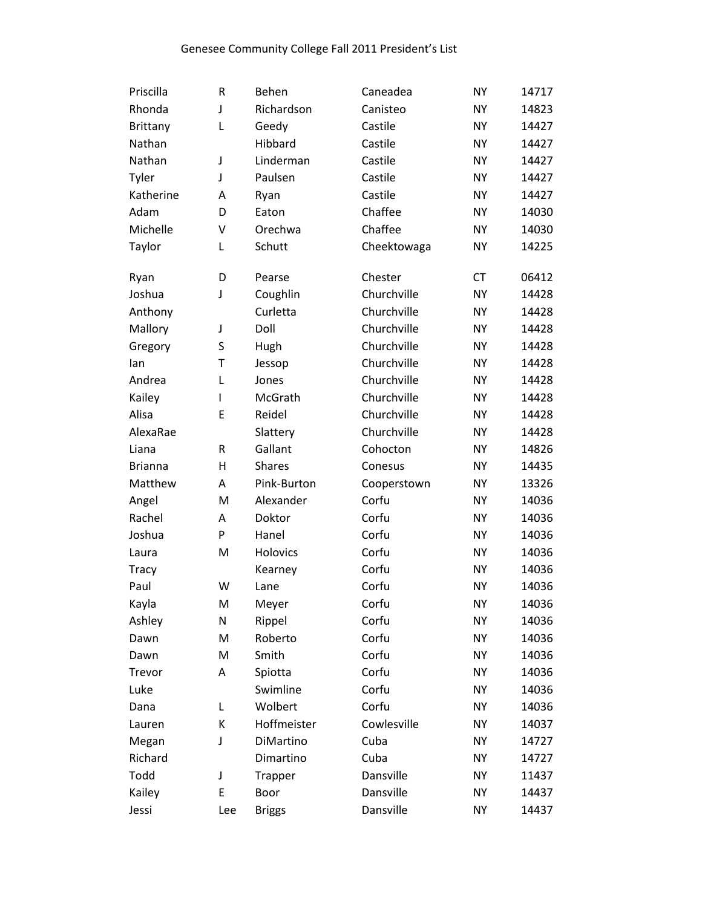Genesee Community College Fall 2011 President's List

| | | | | | |
|---|---|---|---|---|---|
| Priscilla | R | Behen | Caneadea | NY | 14717 |
| Rhonda | J | Richardson | Canisteo | NY | 14823 |
| Brittany | L | Geedy | Castile | NY | 14427 |
| Nathan | | Hibbard | Castile | NY | 14427 |
| Nathan | J | Linderman | Castile | NY | 14427 |
| Tyler | J | Paulsen | Castile | NY | 14427 |
| Katherine | A | Ryan | Castile | NY | 14427 |
| Adam | D | Eaton | Chaffee | NY | 14030 |
| Michelle | V | Orechwa | Chaffee | NY | 14030 |
| Taylor | L | Schutt | Cheektowaga | NY | 14225 |
| Ryan | D | Pearse | Chester | CT | 06412 |
| Joshua | J | Coughlin | Churchville | NY | 14428 |
| Anthony | | Curletta | Churchville | NY | 14428 |
| Mallory | J | Doll | Churchville | NY | 14428 |
| Gregory | S | Hugh | Churchville | NY | 14428 |
| Ian | T | Jessop | Churchville | NY | 14428 |
| Andrea | L | Jones | Churchville | NY | 14428 |
| Kailey | I | McGrath | Churchville | NY | 14428 |
| Alisa | E | Reidel | Churchville | NY | 14428 |
| AlexaRae | | Slattery | Churchville | NY | 14428 |
| Liana | R | Gallant | Cohocton | NY | 14826 |
| Brianna | H | Shares | Conesus | NY | 14435 |
| Matthew | A | Pink-Burton | Cooperstown | NY | 13326 |
| Angel | M | Alexander | Corfu | NY | 14036 |
| Rachel | A | Doktor | Corfu | NY | 14036 |
| Joshua | P | Hanel | Corfu | NY | 14036 |
| Laura | M | Holovics | Corfu | NY | 14036 |
| Tracy | | Kearney | Corfu | NY | 14036 |
| Paul | W | Lane | Corfu | NY | 14036 |
| Kayla | M | Meyer | Corfu | NY | 14036 |
| Ashley | N | Rippel | Corfu | NY | 14036 |
| Dawn | M | Roberto | Corfu | NY | 14036 |
| Dawn | M | Smith | Corfu | NY | 14036 |
| Trevor | A | Spiotta | Corfu | NY | 14036 |
| Luke | | Swimline | Corfu | NY | 14036 |
| Dana | L | Wolbert | Corfu | NY | 14036 |
| Lauren | K | Hoffmeister | Cowlesville | NY | 14037 |
| Megan | J | DiMartino | Cuba | NY | 14727 |
| Richard | | Dimartino | Cuba | NY | 14727 |
| Todd | J | Trapper | Dansville | NY | 11437 |
| Kailey | E | Boor | Dansville | NY | 14437 |
| Jessi | Lee | Briggs | Dansville | NY | 14437 |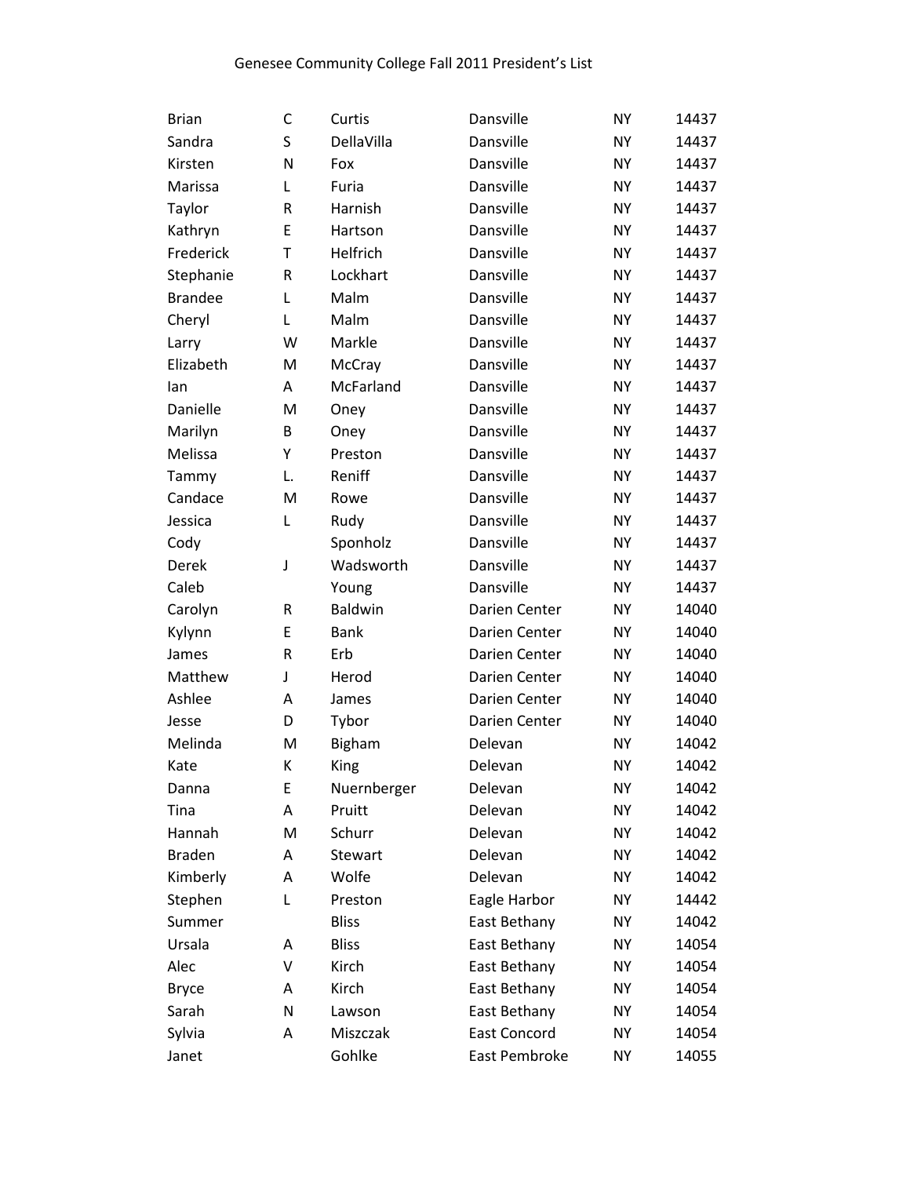Genesee Community College Fall 2011 President's List

| | | | | | |
|---|---|---|---|---|---|
| Brian | C | Curtis | Dansville | NY | 14437 |
| Sandra | S | DellaVilla | Dansville | NY | 14437 |
| Kirsten | N | Fox | Dansville | NY | 14437 |
| Marissa | L | Furia | Dansville | NY | 14437 |
| Taylor | R | Harnish | Dansville | NY | 14437 |
| Kathryn | E | Hartson | Dansville | NY | 14437 |
| Frederick | T | Helfrich | Dansville | NY | 14437 |
| Stephanie | R | Lockhart | Dansville | NY | 14437 |
| Brandee | L | Malm | Dansville | NY | 14437 |
| Cheryl | L | Malm | Dansville | NY | 14437 |
| Larry | W | Markle | Dansville | NY | 14437 |
| Elizabeth | M | McCray | Dansville | NY | 14437 |
| Ian | A | McFarland | Dansville | NY | 14437 |
| Danielle | M | Oney | Dansville | NY | 14437 |
| Marilyn | B | Oney | Dansville | NY | 14437 |
| Melissa | Y | Preston | Dansville | NY | 14437 |
| Tammy | L. | Reniff | Dansville | NY | 14437 |
| Candace | M | Rowe | Dansville | NY | 14437 |
| Jessica | L | Rudy | Dansville | NY | 14437 |
| Cody | | Sponholz | Dansville | NY | 14437 |
| Derek | J | Wadsworth | Dansville | NY | 14437 |
| Caleb | | Young | Dansville | NY | 14437 |
| Carolyn | R | Baldwin | Darien Center | NY | 14040 |
| Kylynn | E | Bank | Darien Center | NY | 14040 |
| James | R | Erb | Darien Center | NY | 14040 |
| Matthew | J | Herod | Darien Center | NY | 14040 |
| Ashlee | A | James | Darien Center | NY | 14040 |
| Jesse | D | Tybor | Darien Center | NY | 14040 |
| Melinda | M | Bigham | Delevan | NY | 14042 |
| Kate | K | King | Delevan | NY | 14042 |
| Danna | E | Nuernberger | Delevan | NY | 14042 |
| Tina | A | Pruitt | Delevan | NY | 14042 |
| Hannah | M | Schurr | Delevan | NY | 14042 |
| Braden | A | Stewart | Delevan | NY | 14042 |
| Kimberly | A | Wolfe | Delevan | NY | 14042 |
| Stephen | L | Preston | Eagle Harbor | NY | 14442 |
| Summer | | Bliss | East Bethany | NY | 14042 |
| Ursala | A | Bliss | East Bethany | NY | 14054 |
| Alec | V | Kirch | East Bethany | NY | 14054 |
| Bryce | A | Kirch | East Bethany | NY | 14054 |
| Sarah | N | Lawson | East Bethany | NY | 14054 |
| Sylvia | A | Miszczak | East Concord | NY | 14054 |
| Janet | | Gohlke | East Pembroke | NY | 14055 |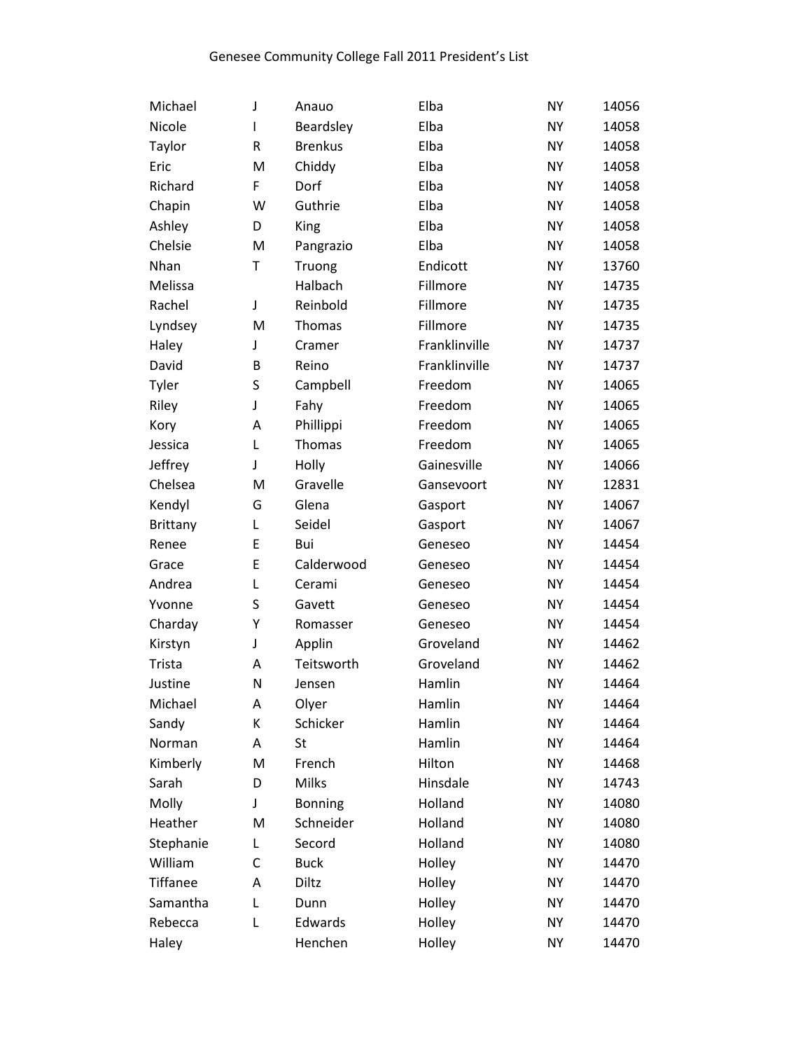Genesee Community College Fall 2011 President's List

| | | | | | |
|---|---|---|---|---|---|
| Michael | J | Anauo | Elba | NY | 14056 |
| Nicole | I | Beardsley | Elba | NY | 14058 |
| Taylor | R | Brenkus | Elba | NY | 14058 |
| Eric | M | Chiddy | Elba | NY | 14058 |
| Richard | F | Dorf | Elba | NY | 14058 |
| Chapin | W | Guthrie | Elba | NY | 14058 |
| Ashley | D | King | Elba | NY | 14058 |
| Chelsie | M | Pangrazio | Elba | NY | 14058 |
| Nhan | T | Truong | Endicott | NY | 13760 |
| Melissa | | Halbach | Fillmore | NY | 14735 |
| Rachel | J | Reinbold | Fillmore | NY | 14735 |
| Lyndsey | M | Thomas | Fillmore | NY | 14735 |
| Haley | J | Cramer | Franklinville | NY | 14737 |
| David | B | Reino | Franklinville | NY | 14737 |
| Tyler | S | Campbell | Freedom | NY | 14065 |
| Riley | J | Fahy | Freedom | NY | 14065 |
| Kory | A | Phillippi | Freedom | NY | 14065 |
| Jessica | L | Thomas | Freedom | NY | 14065 |
| Jeffrey | J | Holly | Gainesville | NY | 14066 |
| Chelsea | M | Gravelle | Gansevoort | NY | 12831 |
| Kendyl | G | Glena | Gasport | NY | 14067 |
| Brittany | L | Seidel | Gasport | NY | 14067 |
| Renee | E | Bui | Geneseo | NY | 14454 |
| Grace | E | Calderwood | Geneseo | NY | 14454 |
| Andrea | L | Cerami | Geneseo | NY | 14454 |
| Yvonne | S | Gavett | Geneseo | NY | 14454 |
| Charday | Y | Romasser | Geneseo | NY | 14454 |
| Kirstyn | J | Applin | Groveland | NY | 14462 |
| Trista | A | Teitsworth | Groveland | NY | 14462 |
| Justine | N | Jensen | Hamlin | NY | 14464 |
| Michael | A | Olyer | Hamlin | NY | 14464 |
| Sandy | K | Schicker | Hamlin | NY | 14464 |
| Norman | A | St | Hamlin | NY | 14464 |
| Kimberly | M | French | Hilton | NY | 14468 |
| Sarah | D | Milks | Hinsdale | NY | 14743 |
| Molly | J | Bonning | Holland | NY | 14080 |
| Heather | M | Schneider | Holland | NY | 14080 |
| Stephanie | L | Secord | Holland | NY | 14080 |
| William | C | Buck | Holley | NY | 14470 |
| Tiffanee | A | Diltz | Holley | NY | 14470 |
| Samantha | L | Dunn | Holley | NY | 14470 |
| Rebecca | L | Edwards | Holley | NY | 14470 |
| Haley | | Henchen | Holley | NY | 14470 |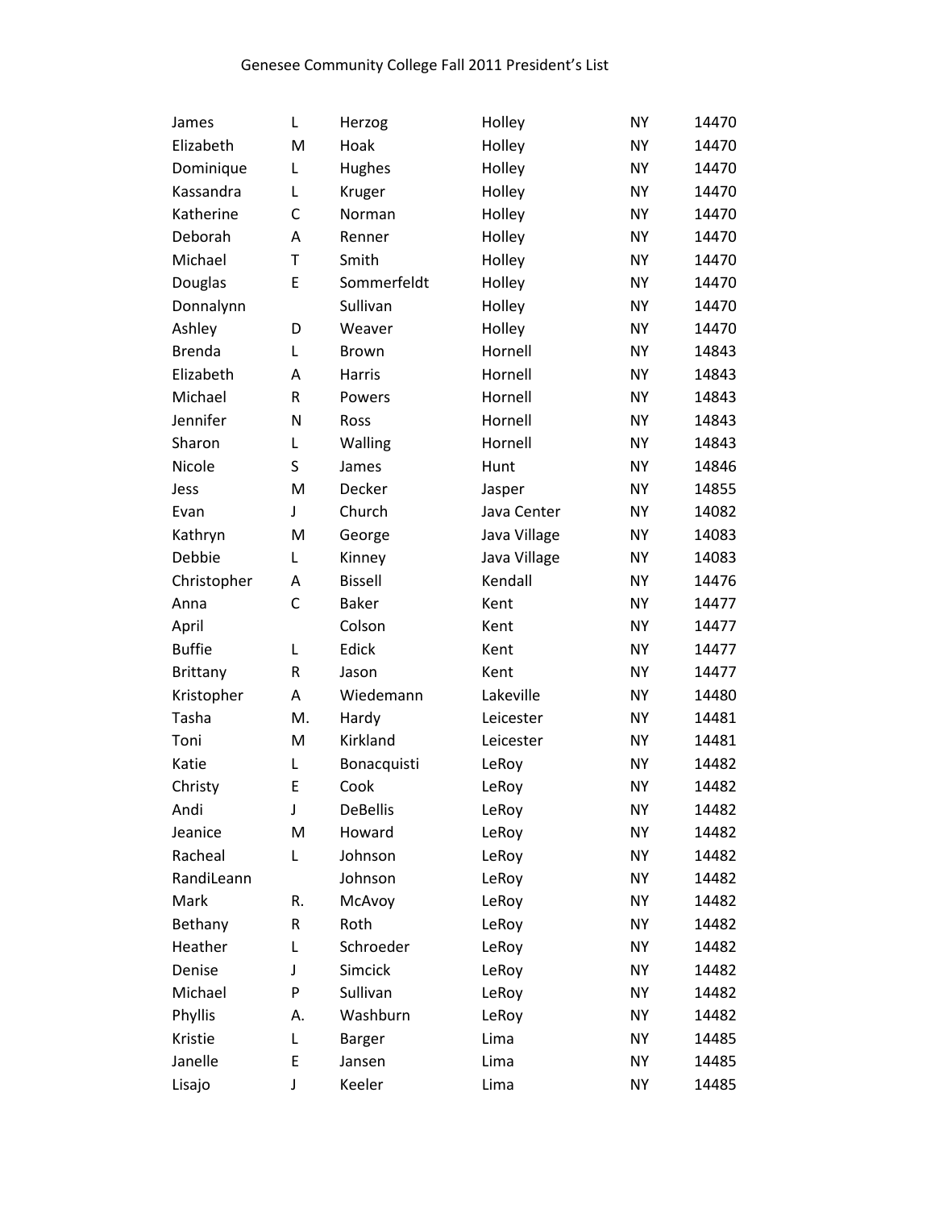Genesee Community College Fall 2011 President's List

| | | | | | |
|---|---|---|---|---|---|
| James | L | Herzog | Holley | NY | 14470 |
| Elizabeth | M | Hoak | Holley | NY | 14470 |
| Dominique | L | Hughes | Holley | NY | 14470 |
| Kassandra | L | Kruger | Holley | NY | 14470 |
| Katherine | C | Norman | Holley | NY | 14470 |
| Deborah | A | Renner | Holley | NY | 14470 |
| Michael | T | Smith | Holley | NY | 14470 |
| Douglas | E | Sommerfeldt | Holley | NY | 14470 |
| Donnalynn | | Sullivan | Holley | NY | 14470 |
| Ashley | D | Weaver | Holley | NY | 14470 |
| Brenda | L | Brown | Hornell | NY | 14843 |
| Elizabeth | A | Harris | Hornell | NY | 14843 |
| Michael | R | Powers | Hornell | NY | 14843 |
| Jennifer | N | Ross | Hornell | NY | 14843 |
| Sharon | L | Walling | Hornell | NY | 14843 |
| Nicole | S | James | Hunt | NY | 14846 |
| Jess | M | Decker | Jasper | NY | 14855 |
| Evan | J | Church | Java Center | NY | 14082 |
| Kathryn | M | George | Java Village | NY | 14083 |
| Debbie | L | Kinney | Java Village | NY | 14083 |
| Christopher | A | Bissell | Kendall | NY | 14476 |
| Anna | C | Baker | Kent | NY | 14477 |
| April | | Colson | Kent | NY | 14477 |
| Buffie | L | Edick | Kent | NY | 14477 |
| Brittany | R | Jason | Kent | NY | 14477 |
| Kristopher | A | Wiedemann | Lakeville | NY | 14480 |
| Tasha | M. | Hardy | Leicester | NY | 14481 |
| Toni | M | Kirkland | Leicester | NY | 14481 |
| Katie | L | Bonacquisti | LeRoy | NY | 14482 |
| Christy | E | Cook | LeRoy | NY | 14482 |
| Andi | J | DeBellis | LeRoy | NY | 14482 |
| Jeanice | M | Howard | LeRoy | NY | 14482 |
| Racheal | L | Johnson | LeRoy | NY | 14482 |
| RandiLeann | | Johnson | LeRoy | NY | 14482 |
| Mark | R. | McAvoy | LeRoy | NY | 14482 |
| Bethany | R | Roth | LeRoy | NY | 14482 |
| Heather | L | Schroeder | LeRoy | NY | 14482 |
| Denise | J | Simcick | LeRoy | NY | 14482 |
| Michael | P | Sullivan | LeRoy | NY | 14482 |
| Phyllis | A. | Washburn | LeRoy | NY | 14482 |
| Kristie | L | Barger | Lima | NY | 14485 |
| Janelle | E | Jansen | Lima | NY | 14485 |
| Lisajo | J | Keeler | Lima | NY | 14485 |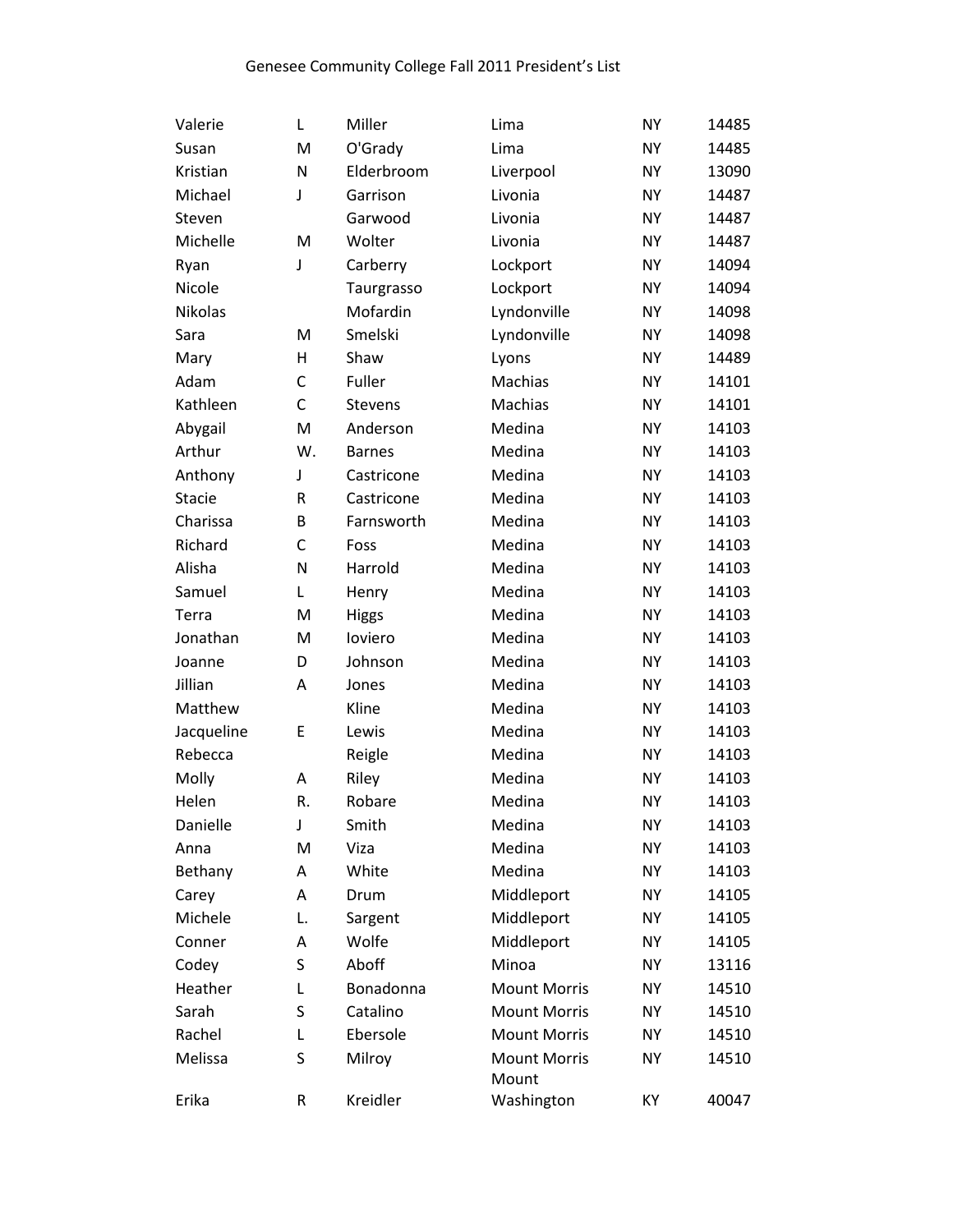Genesee Community College Fall 2011 President's List

| | | | | | |
|---|---|---|---|---|---|
| Valerie | L | Miller | Lima | NY | 14485 |
| Susan | M | O'Grady | Lima | NY | 14485 |
| Kristian | N | Elderbroom | Liverpool | NY | 13090 |
| Michael | J | Garrison | Livonia | NY | 14487 |
| Steven | | Garwood | Livonia | NY | 14487 |
| Michelle | M | Wolter | Livonia | NY | 14487 |
| Ryan | J | Carberry | Lockport | NY | 14094 |
| Nicole | | Taurgrasso | Lockport | NY | 14094 |
| Nikolas | | Mofardin | Lyndonville | NY | 14098 |
| Sara | M | Smelski | Lyndonville | NY | 14098 |
| Mary | H | Shaw | Lyons | NY | 14489 |
| Adam | C | Fuller | Machias | NY | 14101 |
| Kathleen | C | Stevens | Machias | NY | 14101 |
| Abygail | M | Anderson | Medina | NY | 14103 |
| Arthur | W. | Barnes | Medina | NY | 14103 |
| Anthony | J | Castricone | Medina | NY | 14103 |
| Stacie | R | Castricone | Medina | NY | 14103 |
| Charissa | B | Farnsworth | Medina | NY | 14103 |
| Richard | C | Foss | Medina | NY | 14103 |
| Alisha | N | Harrold | Medina | NY | 14103 |
| Samuel | L | Henry | Medina | NY | 14103 |
| Terra | M | Higgs | Medina | NY | 14103 |
| Jonathan | M | Ioviero | Medina | NY | 14103 |
| Joanne | D | Johnson | Medina | NY | 14103 |
| Jillian | A | Jones | Medina | NY | 14103 |
| Matthew | | Kline | Medina | NY | 14103 |
| Jacqueline | E | Lewis | Medina | NY | 14103 |
| Rebecca | | Reigle | Medina | NY | 14103 |
| Molly | A | Riley | Medina | NY | 14103 |
| Helen | R. | Robare | Medina | NY | 14103 |
| Danielle | J | Smith | Medina | NY | 14103 |
| Anna | M | Viza | Medina | NY | 14103 |
| Bethany | A | White | Medina | NY | 14103 |
| Carey | A | Drum | Middleport | NY | 14105 |
| Michele | L. | Sargent | Middleport | NY | 14105 |
| Conner | A | Wolfe | Middleport | NY | 14105 |
| Codey | S | Aboff | Minoa | NY | 13116 |
| Heather | L | Bonadonna | Mount Morris | NY | 14510 |
| Sarah | S | Catalino | Mount Morris | NY | 14510 |
| Rachel | L | Ebersole | Mount Morris | NY | 14510 |
| Melissa | S | Milroy | Mount Morris | NY | 14510 |
| Erika | R | Kreidler | Mount Washington | KY | 40047 |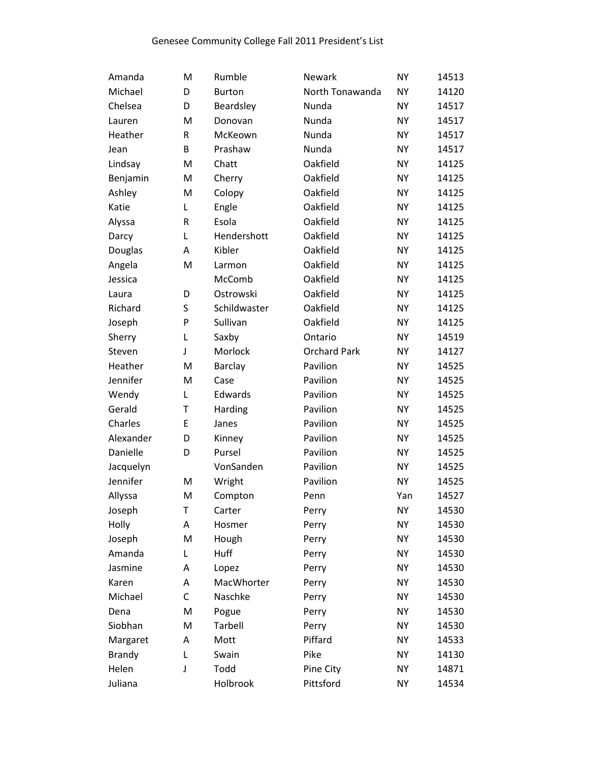Genesee Community College Fall 2011 President's List

| | | | | | |
|---|---|---|---|---|---|
| Amanda | M | Rumble | Newark | NY | 14513 |
| Michael | D | Burton | North Tonawanda | NY | 14120 |
| Chelsea | D | Beardsley | Nunda | NY | 14517 |
| Lauren | M | Donovan | Nunda | NY | 14517 |
| Heather | R | McKeown | Nunda | NY | 14517 |
| Jean | B | Prashaw | Nunda | NY | 14517 |
| Lindsay | M | Chatt | Oakfield | NY | 14125 |
| Benjamin | M | Cherry | Oakfield | NY | 14125 |
| Ashley | M | Colopy | Oakfield | NY | 14125 |
| Katie | L | Engle | Oakfield | NY | 14125 |
| Alyssa | R | Esola | Oakfield | NY | 14125 |
| Darcy | L | Hendershott | Oakfield | NY | 14125 |
| Douglas | A | Kibler | Oakfield | NY | 14125 |
| Angela | M | Larmon | Oakfield | NY | 14125 |
| Jessica | | McComb | Oakfield | NY | 14125 |
| Laura | D | Ostrowski | Oakfield | NY | 14125 |
| Richard | S | Schildwaster | Oakfield | NY | 14125 |
| Joseph | P | Sullivan | Oakfield | NY | 14125 |
| Sherry | L | Saxby | Ontario | NY | 14519 |
| Steven | J | Morlock | Orchard Park | NY | 14127 |
| Heather | M | Barclay | Pavilion | NY | 14525 |
| Jennifer | M | Case | Pavilion | NY | 14525 |
| Wendy | L | Edwards | Pavilion | NY | 14525 |
| Gerald | T | Harding | Pavilion | NY | 14525 |
| Charles | E | Janes | Pavilion | NY | 14525 |
| Alexander | D | Kinney | Pavilion | NY | 14525 |
| Danielle | D | Pursel | Pavilion | NY | 14525 |
| Jacquelyn | | VonSanden | Pavilion | NY | 14525 |
| Jennifer | M | Wright | Pavilion | NY | 14525 |
| Allyssa | M | Compton | Penn | Yan | 14527 |
| Joseph | T | Carter | Perry | NY | 14530 |
| Holly | A | Hosmer | Perry | NY | 14530 |
| Joseph | M | Hough | Perry | NY | 14530 |
| Amanda | L | Huff | Perry | NY | 14530 |
| Jasmine | A | Lopez | Perry | NY | 14530 |
| Karen | A | MacWhorter | Perry | NY | 14530 |
| Michael | C | Naschke | Perry | NY | 14530 |
| Dena | M | Pogue | Perry | NY | 14530 |
| Siobhan | M | Tarbell | Perry | NY | 14530 |
| Margaret | A | Mott | Piffard | NY | 14533 |
| Brandy | L | Swain | Pike | NY | 14130 |
| Helen | J | Todd | Pine City | NY | 14871 |
| Juliana | | Holbrook | Pittsford | NY | 14534 |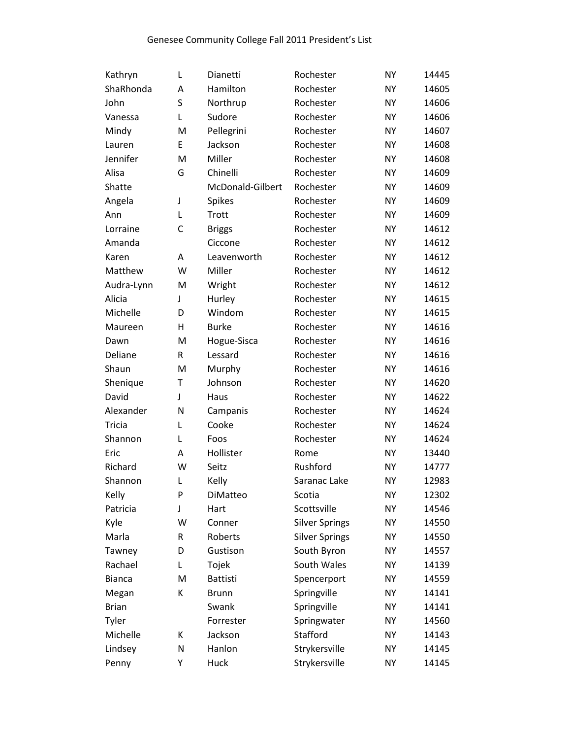Genesee Community College Fall 2011 President's List

| | | | | | |
|---|---|---|---|---|---|
| Kathryn | L | Dianetti | Rochester | NY | 14445 |
| ShaRhonda | A | Hamilton | Rochester | NY | 14605 |
| John | S | Northrup | Rochester | NY | 14606 |
| Vanessa | L | Sudore | Rochester | NY | 14606 |
| Mindy | M | Pellegrini | Rochester | NY | 14607 |
| Lauren | E | Jackson | Rochester | NY | 14608 |
| Jennifer | M | Miller | Rochester | NY | 14608 |
| Alisa | G | Chinelli | Rochester | NY | 14609 |
| Shatte | | McDonald-Gilbert | Rochester | NY | 14609 |
| Angela | J | Spikes | Rochester | NY | 14609 |
| Ann | L | Trott | Rochester | NY | 14609 |
| Lorraine | C | Briggs | Rochester | NY | 14612 |
| Amanda | | Ciccone | Rochester | NY | 14612 |
| Karen | A | Leavenworth | Rochester | NY | 14612 |
| Matthew | W | Miller | Rochester | NY | 14612 |
| Audra-Lynn | M | Wright | Rochester | NY | 14612 |
| Alicia | J | Hurley | Rochester | NY | 14615 |
| Michelle | D | Windom | Rochester | NY | 14615 |
| Maureen | H | Burke | Rochester | NY | 14616 |
| Dawn | M | Hogue-Sisca | Rochester | NY | 14616 |
| Deliane | R | Lessard | Rochester | NY | 14616 |
| Shaun | M | Murphy | Rochester | NY | 14616 |
| Shenique | T | Johnson | Rochester | NY | 14620 |
| David | J | Haus | Rochester | NY | 14622 |
| Alexander | N | Campanis | Rochester | NY | 14624 |
| Tricia | L | Cooke | Rochester | NY | 14624 |
| Shannon | L | Foos | Rochester | NY | 14624 |
| Eric | A | Hollister | Rome | NY | 13440 |
| Richard | W | Seitz | Rushford | NY | 14777 |
| Shannon | L | Kelly | Saranac Lake | NY | 12983 |
| Kelly | P | DiMatteo | Scotia | NY | 12302 |
| Patricia | J | Hart | Scottsville | NY | 14546 |
| Kyle | W | Conner | Silver Springs | NY | 14550 |
| Marla | R | Roberts | Silver Springs | NY | 14550 |
| Tawney | D | Gustison | South Byron | NY | 14557 |
| Rachael | L | Tojek | South Wales | NY | 14139 |
| Bianca | M | Battisti | Spencerport | NY | 14559 |
| Megan | K | Brunn | Springville | NY | 14141 |
| Brian | | Swank | Springville | NY | 14141 |
| Tyler | | Forrester | Springwater | NY | 14560 |
| Michelle | K | Jackson | Stafford | NY | 14143 |
| Lindsey | N | Hanlon | Strykersville | NY | 14145 |
| Penny | Y | Huck | Strykersville | NY | 14145 |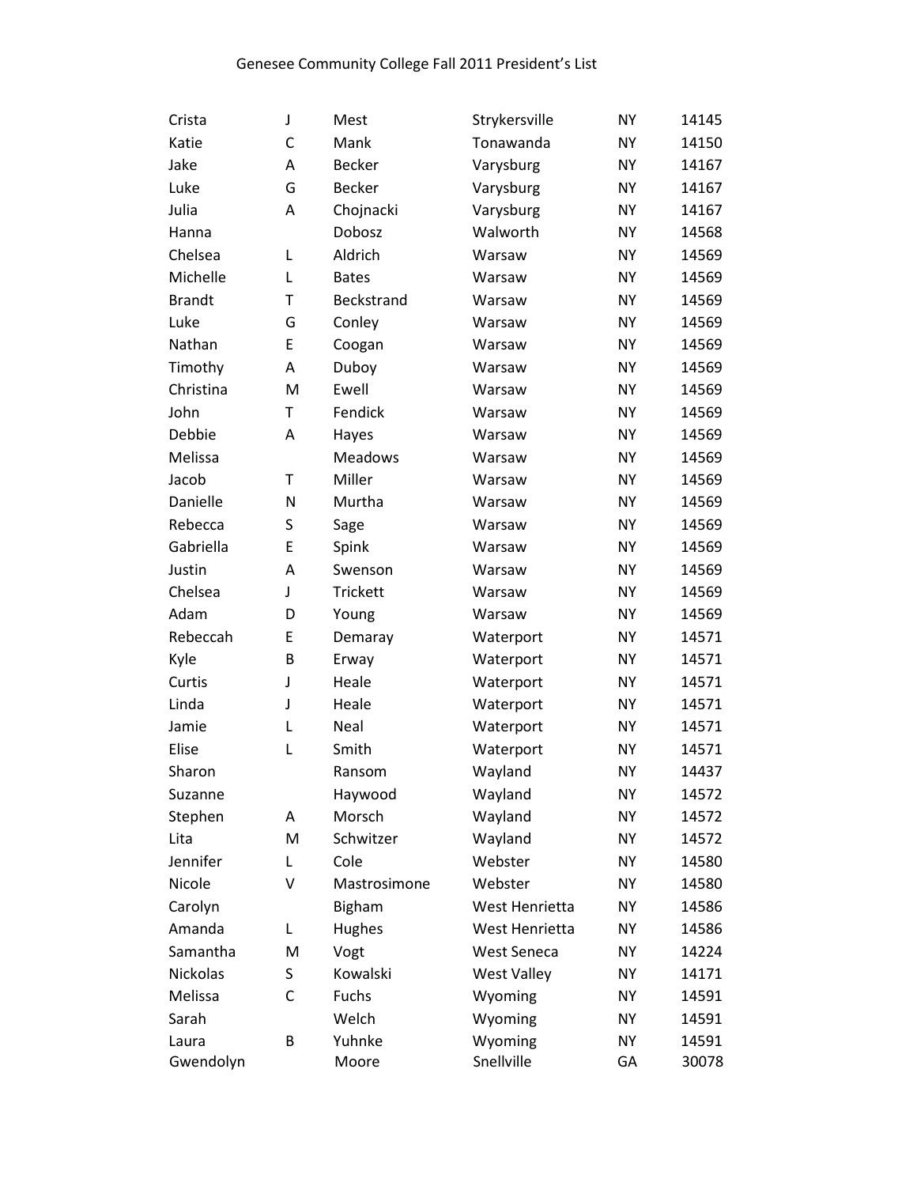Genesee Community College Fall 2011 President's List

| | | | | | |
|---|---|---|---|---|---|
| Crista | J | Mest | Strykersville | NY | 14145 |
| Katie | C | Mank | Tonawanda | NY | 14150 |
| Jake | A | Becker | Varysburg | NY | 14167 |
| Luke | G | Becker | Varysburg | NY | 14167 |
| Julia | A | Chojnacki | Varysburg | NY | 14167 |
| Hanna | | Dobosz | Walworth | NY | 14568 |
| Chelsea | L | Aldrich | Warsaw | NY | 14569 |
| Michelle | L | Bates | Warsaw | NY | 14569 |
| Brandt | T | Beckstrand | Warsaw | NY | 14569 |
| Luke | G | Conley | Warsaw | NY | 14569 |
| Nathan | E | Coogan | Warsaw | NY | 14569 |
| Timothy | A | Duboy | Warsaw | NY | 14569 |
| Christina | M | Ewell | Warsaw | NY | 14569 |
| John | T | Fendick | Warsaw | NY | 14569 |
| Debbie | A | Hayes | Warsaw | NY | 14569 |
| Melissa | | Meadows | Warsaw | NY | 14569 |
| Jacob | T | Miller | Warsaw | NY | 14569 |
| Danielle | N | Murtha | Warsaw | NY | 14569 |
| Rebecca | S | Sage | Warsaw | NY | 14569 |
| Gabriella | E | Spink | Warsaw | NY | 14569 |
| Justin | A | Swenson | Warsaw | NY | 14569 |
| Chelsea | J | Trickett | Warsaw | NY | 14569 |
| Adam | D | Young | Warsaw | NY | 14569 |
| Rebeccah | E | Demaray | Waterport | NY | 14571 |
| Kyle | B | Erway | Waterport | NY | 14571 |
| Curtis | J | Heale | Waterport | NY | 14571 |
| Linda | J | Heale | Waterport | NY | 14571 |
| Jamie | L | Neal | Waterport | NY | 14571 |
| Elise | L | Smith | Waterport | NY | 14571 |
| Sharon | | Ransom | Wayland | NY | 14437 |
| Suzanne | | Haywood | Wayland | NY | 14572 |
| Stephen | A | Morsch | Wayland | NY | 14572 |
| Lita | M | Schwitzer | Wayland | NY | 14572 |
| Jennifer | L | Cole | Webster | NY | 14580 |
| Nicole | V | Mastrosimone | Webster | NY | 14580 |
| Carolyn | | Bigham | West Henrietta | NY | 14586 |
| Amanda | L | Hughes | West Henrietta | NY | 14586 |
| Samantha | M | Vogt | West Seneca | NY | 14224 |
| Nickolas | S | Kowalski | West Valley | NY | 14171 |
| Melissa | C | Fuchs | Wyoming | NY | 14591 |
| Sarah | | Welch | Wyoming | NY | 14591 |
| Laura | B | Yuhnke | Wyoming | NY | 14591 |
| Gwendolyn | | Moore | Snellville | GA | 30078 |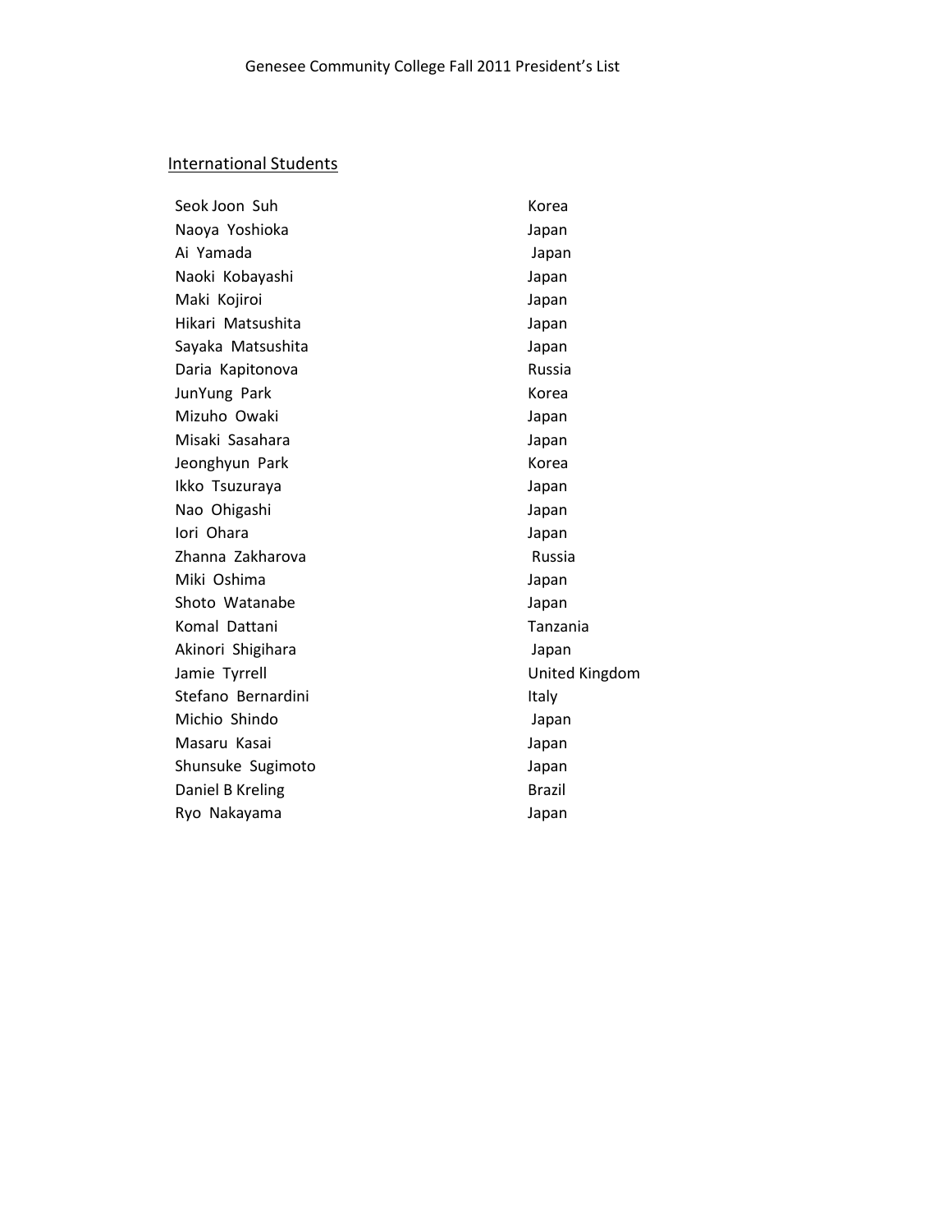Genesee Community College Fall 2011 President's List

International Students

| | |
|---|---|
| Seok Joon Suh | Korea |
| Naoya Yoshioka | Japan |
| Ai Yamada | Japan |
| Naoki Kobayashi | Japan |
| Maki Kojiroi | Japan |
| Hikari Matsushita | Japan |
| Sayaka Matsushita | Japan |
| Daria Kapitonova | Russia |
| JunYung Park | Korea |
| Mizuho Owaki | Japan |
| Misaki Sasahara | Japan |
| Jeonghyun Park | Korea |
| Ikko Tsuzuraya | Japan |
| Nao Ohigashi | Japan |
| Iori Ohara | Japan |
| Zhanna Zakharova | Russia |
| Miki Oshima | Japan |
| Shoto Watanabe | Japan |
| Komal Dattani | Tanzania |
| Akinori Shigihara | Japan |
| Jamie Tyrrell | United Kingdom |
| Stefano Bernardini | Italy |
| Michio Shindo | Japan |
| Masaru Kasai | Japan |
| Shunsuke Sugimoto | Japan |
| Daniel B Kreling | Brazil |
| Ryo Nakayama | Japan |